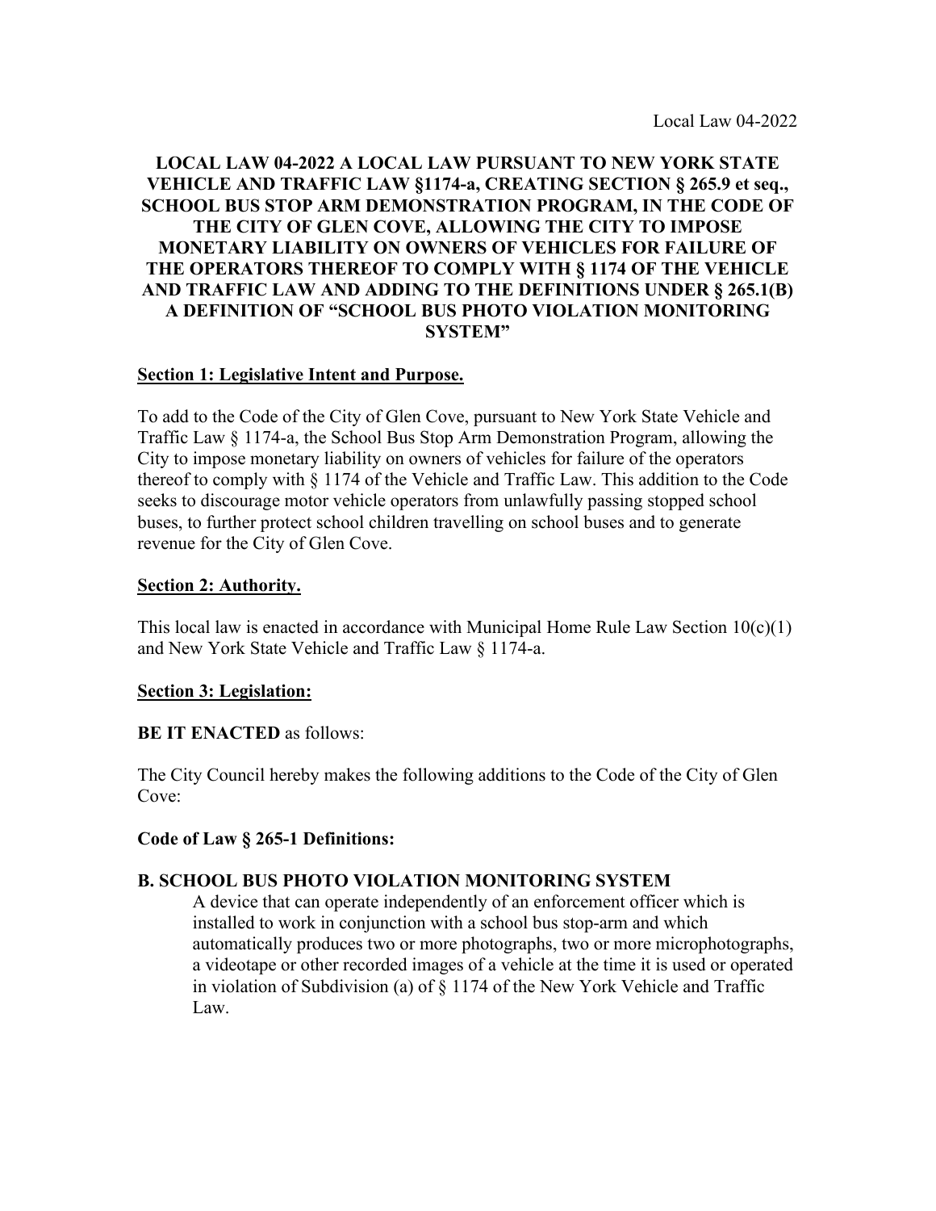Local Law 04-2022

# LOCAL LAW 04-2022 A LOCAL LAW PURSUANT TO NEW YORK STATE VEHICLE AND TRAFFIC LAW §1174-a, CREATING SECTION § 265.9 et seq., SCHOOL BUS STOP ARM DEMONSTRATION PROGRAM, IN THE CODE OF THE CITY OF GLEN COVE, ALLOWING THE CITY TO IMPOSE MONETARY LIABILITY ON OWNERS OF VEHICLES FOR FAILURE OF THE OPERATORS THEREOF TO COMPLY WITH § 1174 OF THE VEHICLE AND TRAFFIC LAW AND ADDING TO THE DEFINITIONS UNDER § 265.1(B) A DEFINITION OF "SCHOOL BUS PHOTO VIOLATION MONITORING SYSTEM"

## Section 1: Legislative Intent and Purpose.

To add to the Code of the City of Glen Cove, pursuant to New York State Vehicle and Traffic Law § 1174-a, the School Bus Stop Arm Demonstration Program, allowing the City to impose monetary liability on owners of vehicles for failure of the operators thereof to comply with § 1174 of the Vehicle and Traffic Law. This addition to the Code seeks to discourage motor vehicle operators from unlawfully passing stopped school buses, to further protect school children travelling on school buses and to generate revenue for the City of Glen Cove.

## Section 2: Authority.

This local law is enacted in accordance with Municipal Home Rule Law Section 10(c)(1) and New York State Vehicle and Traffic Law § 1174-a.

## Section 3: Legislation:

**BE IT ENACTED** as follows:

The City Council hereby makes the following additions to the Code of the City of Glen Cove:

**Code of Law § 265-1 Definitions:**

**B. SCHOOL BUS PHOTO VIOLATION MONITORING SYSTEM**

A device that can operate independently of an enforcement officer which is installed to work in conjunction with a school bus stop-arm and which automatically produces two or more photographs, two or more microphotographs, a videotape or other recorded images of a vehicle at the time it is used or operated in violation of Subdivision (a) of § 1174 of the New York Vehicle and Traffic Law.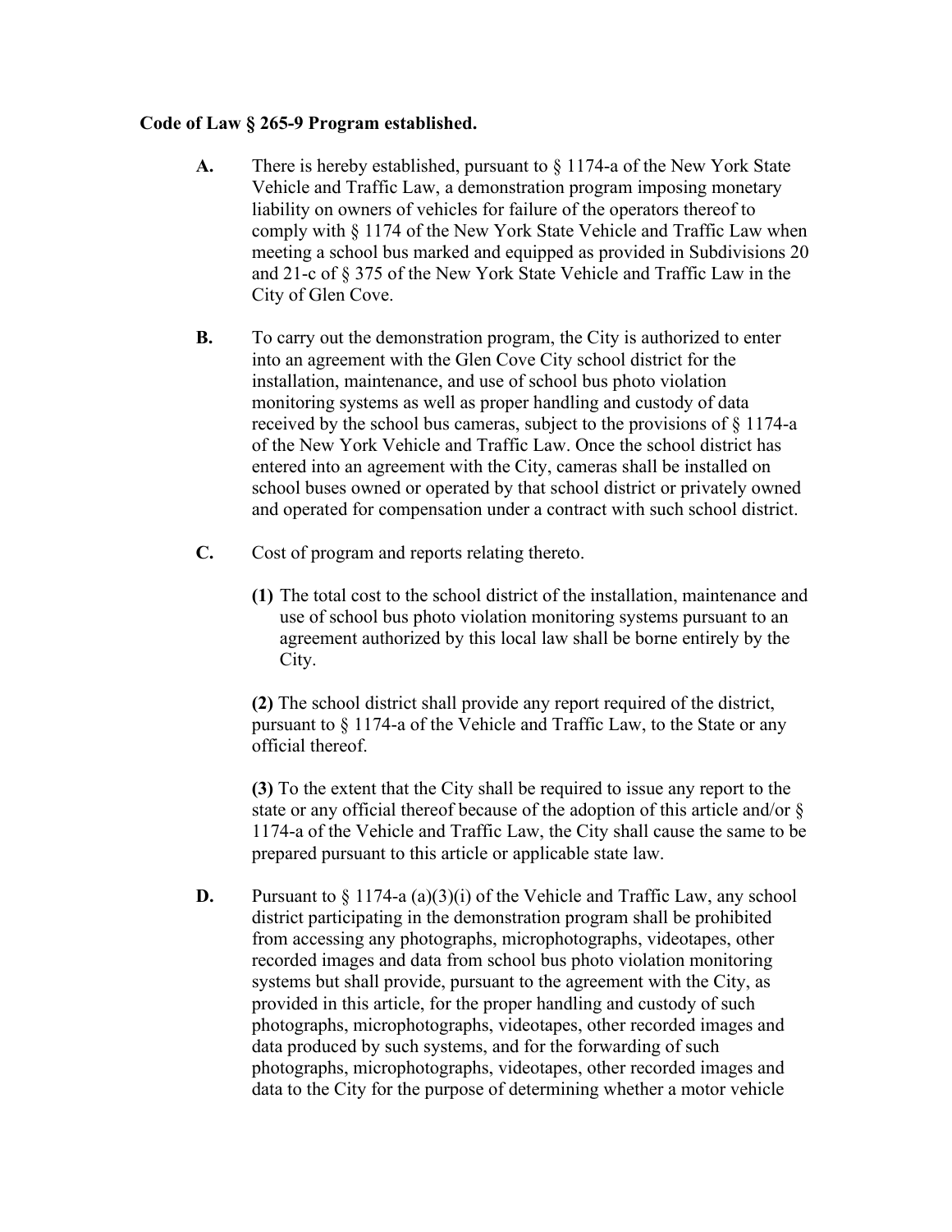**Code of Law § 265-9 Program established.**

**A.** There is hereby established, pursuant to § 1174-a of the New York State Vehicle and Traffic Law, a demonstration program imposing monetary liability on owners of vehicles for failure of the operators thereof to comply with § 1174 of the New York State Vehicle and Traffic Law when meeting a school bus marked and equipped as provided in Subdivisions 20 and 21-c of § 375 of the New York State Vehicle and Traffic Law in the City of Glen Cove.

**B.** To carry out the demonstration program, the City is authorized to enter into an agreement with the Glen Cove City school district for the installation, maintenance, and use of school bus photo violation monitoring systems as well as proper handling and custody of data received by the school bus cameras, subject to the provisions of § 1174-a of the New York Vehicle and Traffic Law. Once the school district has entered into an agreement with the City, cameras shall be installed on school buses owned or operated by that school district or privately owned and operated for compensation under a contract with such school district.

**C.** Cost of program and reports relating thereto.

**(1)** The total cost to the school district of the installation, maintenance and use of school bus photo violation monitoring systems pursuant to an agreement authorized by this local law shall be borne entirely by the City.

**(2)** The school district shall provide any report required of the district, pursuant to § 1174-a of the Vehicle and Traffic Law, to the State or any official thereof.

**(3)** To the extent that the City shall be required to issue any report to the state or any official thereof because of the adoption of this article and/or § 1174-a of the Vehicle and Traffic Law, the City shall cause the same to be prepared pursuant to this article or applicable state law.

**D.** Pursuant to § 1174-a (a)(3)(i) of the Vehicle and Traffic Law, any school district participating in the demonstration program shall be prohibited from accessing any photographs, microphotographs, videotapes, other recorded images and data from school bus photo violation monitoring systems but shall provide, pursuant to the agreement with the City, as provided in this article, for the proper handling and custody of such photographs, microphotographs, videotapes, other recorded images and data produced by such systems, and for the forwarding of such photographs, microphotographs, videotapes, other recorded images and data to the City for the purpose of determining whether a motor vehicle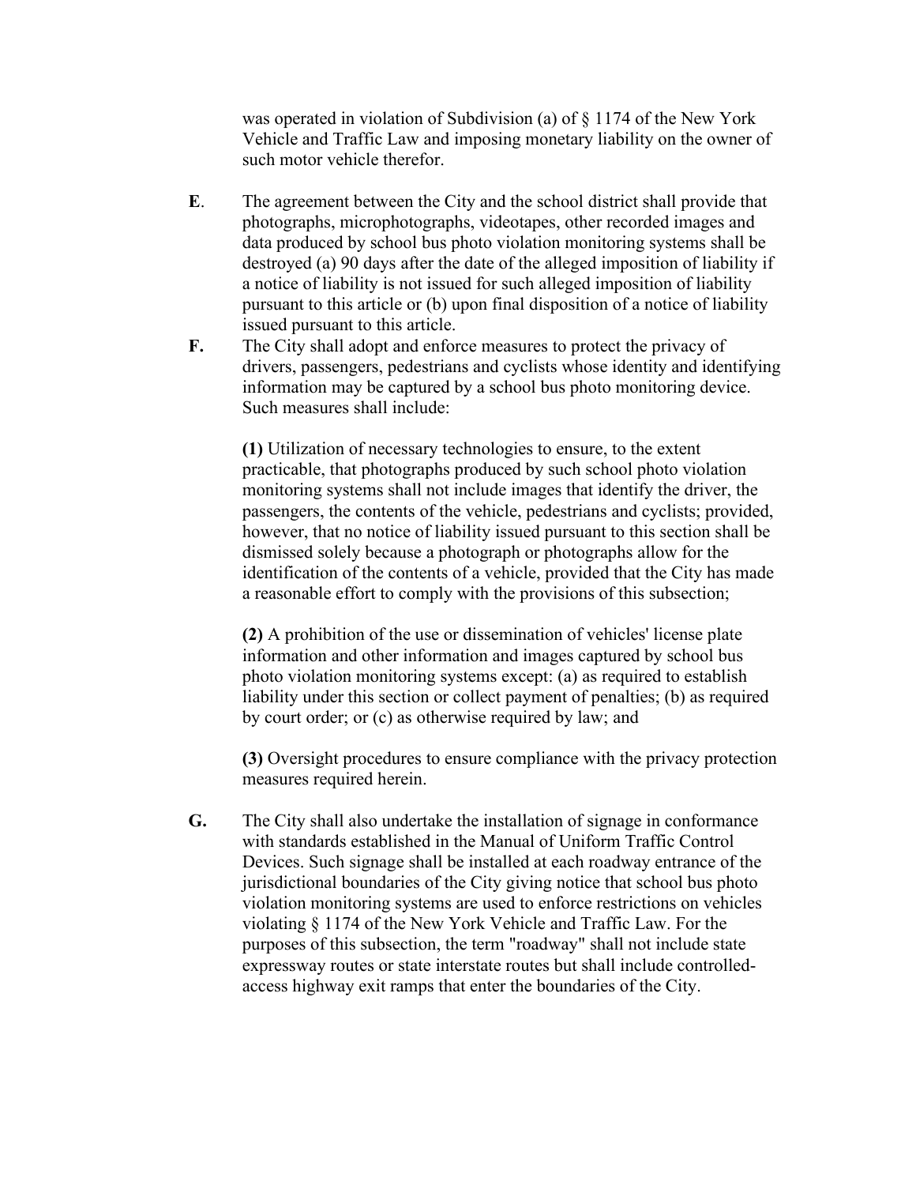was operated in violation of Subdivision (a) of § 1174 of the New York Vehicle and Traffic Law and imposing monetary liability on the owner of such motor vehicle therefor.

**E**. The agreement between the City and the school district shall provide that photographs, microphotographs, videotapes, other recorded images and data produced by school bus photo violation monitoring systems shall be destroyed (a) 90 days after the date of the alleged imposition of liability if a notice of liability is not issued for such alleged imposition of liability pursuant to this article or (b) upon final disposition of a notice of liability issued pursuant to this article.

**F.** The City shall adopt and enforce measures to protect the privacy of drivers, passengers, pedestrians and cyclists whose identity and identifying information may be captured by a school bus photo monitoring device. Such measures shall include:

**(1)** Utilization of necessary technologies to ensure, to the extent practicable, that photographs produced by such school photo violation monitoring systems shall not include images that identify the driver, the passengers, the contents of the vehicle, pedestrians and cyclists; provided, however, that no notice of liability issued pursuant to this section shall be dismissed solely because a photograph or photographs allow for the identification of the contents of a vehicle, provided that the City has made a reasonable effort to comply with the provisions of this subsection;

**(2)** A prohibition of the use or dissemination of vehicles' license plate information and other information and images captured by school bus photo violation monitoring systems except: (a) as required to establish liability under this section or collect payment of penalties; (b) as required by court order; or (c) as otherwise required by law; and

**(3)** Oversight procedures to ensure compliance with the privacy protection measures required herein.

**G.** The City shall also undertake the installation of signage in conformance with standards established in the Manual of Uniform Traffic Control Devices. Such signage shall be installed at each roadway entrance of the jurisdictional boundaries of the City giving notice that school bus photo violation monitoring systems are used to enforce restrictions on vehicles violating § 1174 of the New York Vehicle and Traffic Law. For the purposes of this subsection, the term "roadway" shall not include state expressway routes or state interstate routes but shall include controlled-access highway exit ramps that enter the boundaries of the City.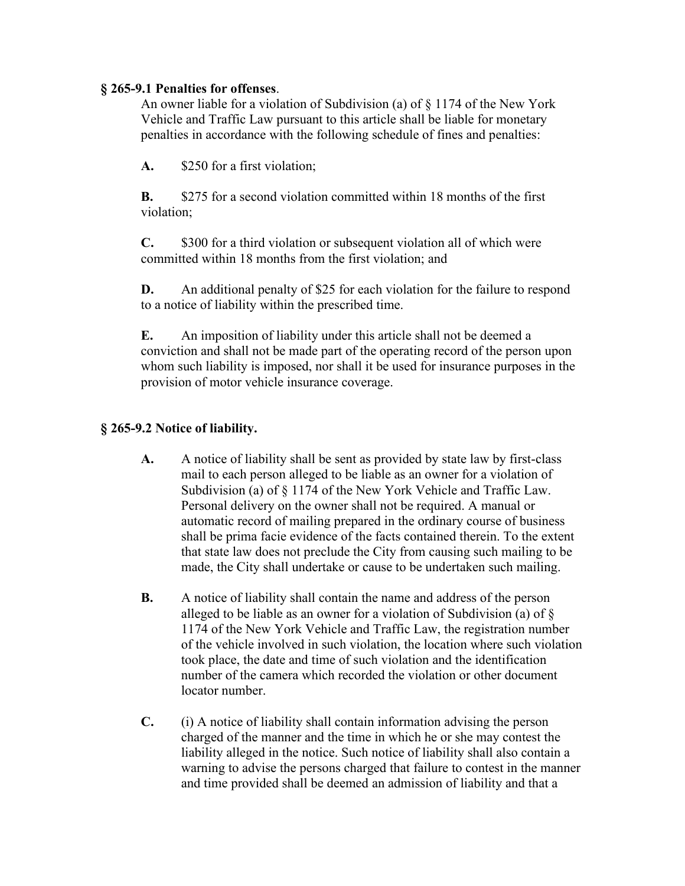**§ 265-9.1 Penalties for offenses**.

An owner liable for a violation of Subdivision (a) of § 1174 of the New York Vehicle and Traffic Law pursuant to this article shall be liable for monetary penalties in accordance with the following schedule of fines and penalties:

**A.** $250 for a first violation;

**B.** $275 for a second violation committed within 18 months of the first violation;

**C.** $300 for a third violation or subsequent violation all of which were committed within 18 months from the first violation; and

**D.** An additional penalty of $25 for each violation for the failure to respond to a notice of liability within the prescribed time.

**E.** An imposition of liability under this article shall not be deemed a conviction and shall not be made part of the operating record of the person upon whom such liability is imposed, nor shall it be used for insurance purposes in the provision of motor vehicle insurance coverage.

**§ 265-9.2 Notice of liability.**

**A.** A notice of liability shall be sent as provided by state law by first-class mail to each person alleged to be liable as an owner for a violation of Subdivision (a) of § 1174 of the New York Vehicle and Traffic Law. Personal delivery on the owner shall not be required. A manual or automatic record of mailing prepared in the ordinary course of business shall be prima facie evidence of the facts contained therein. To the extent that state law does not preclude the City from causing such mailing to be made, the City shall undertake or cause to be undertaken such mailing.

**B.** A notice of liability shall contain the name and address of the person alleged to be liable as an owner for a violation of Subdivision (a) of § 1174 of the New York Vehicle and Traffic Law, the registration number of the vehicle involved in such violation, the location where such violation took place, the date and time of such violation and the identification number of the camera which recorded the violation or other document locator number.

**C.** (i) A notice of liability shall contain information advising the person charged of the manner and the time in which he or she may contest the liability alleged in the notice. Such notice of liability shall also contain a warning to advise the persons charged that failure to contest in the manner and time provided shall be deemed an admission of liability and that a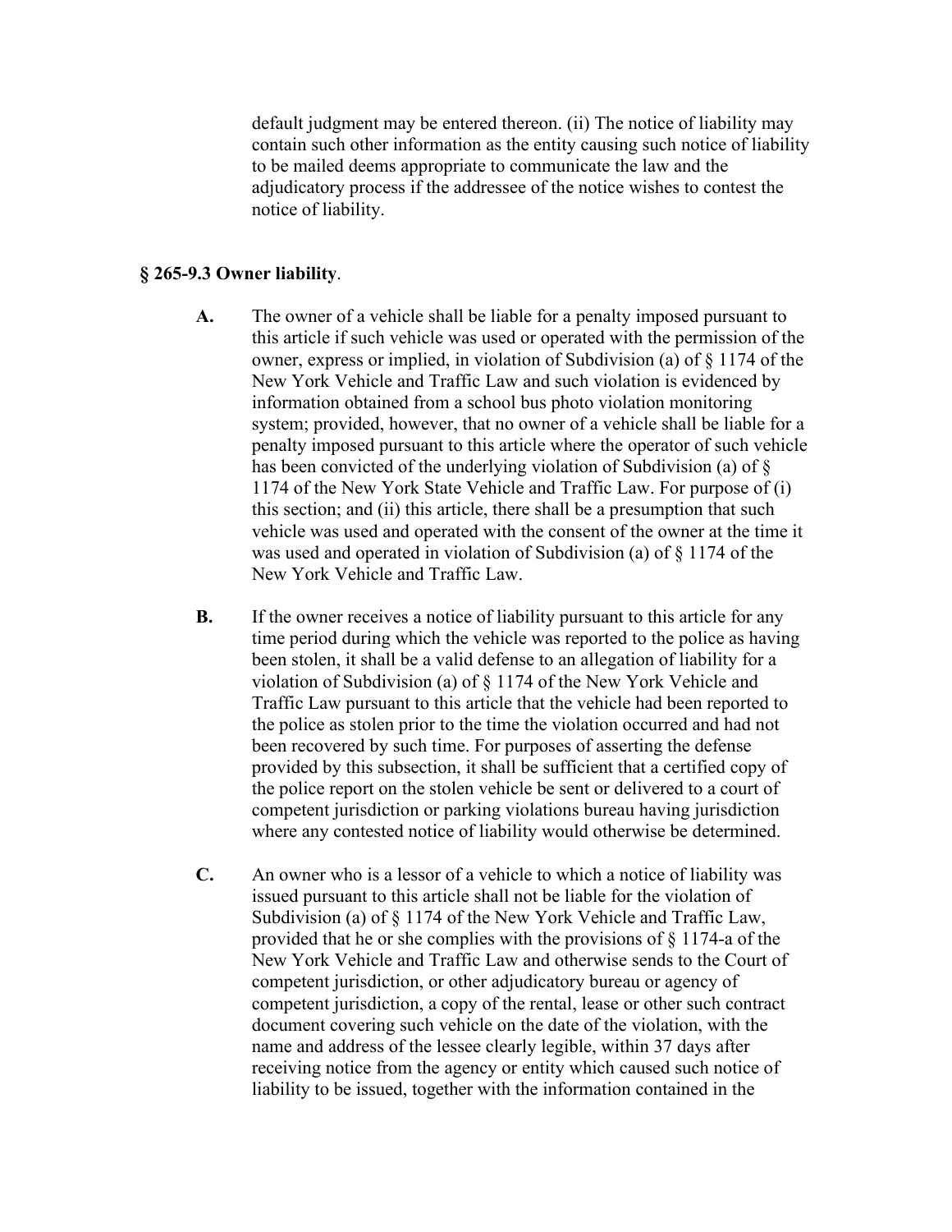default judgment may be entered thereon. (ii) The notice of liability may contain such other information as the entity causing such notice of liability to be mailed deems appropriate to communicate the law and the adjudicatory process if the addressee of the notice wishes to contest the notice of liability.

**§ 265-9.3 Owner liability**.

**A.** The owner of a vehicle shall be liable for a penalty imposed pursuant to this article if such vehicle was used or operated with the permission of the owner, express or implied, in violation of Subdivision (a) of § 1174 of the New York Vehicle and Traffic Law and such violation is evidenced by information obtained from a school bus photo violation monitoring system; provided, however, that no owner of a vehicle shall be liable for a penalty imposed pursuant to this article where the operator of such vehicle has been convicted of the underlying violation of Subdivision (a) of § 1174 of the New York State Vehicle and Traffic Law. For purpose of (i) this section; and (ii) this article, there shall be a presumption that such vehicle was used and operated with the consent of the owner at the time it was used and operated in violation of Subdivision (a) of § 1174 of the New York Vehicle and Traffic Law.

**B.** If the owner receives a notice of liability pursuant to this article for any time period during which the vehicle was reported to the police as having been stolen, it shall be a valid defense to an allegation of liability for a violation of Subdivision (a) of § 1174 of the New York Vehicle and Traffic Law pursuant to this article that the vehicle had been reported to the police as stolen prior to the time the violation occurred and had not been recovered by such time. For purposes of asserting the defense provided by this subsection, it shall be sufficient that a certified copy of the police report on the stolen vehicle be sent or delivered to a court of competent jurisdiction or parking violations bureau having jurisdiction where any contested notice of liability would otherwise be determined.

**C.** An owner who is a lessor of a vehicle to which a notice of liability was issued pursuant to this article shall not be liable for the violation of Subdivision (a) of § 1174 of the New York Vehicle and Traffic Law, provided that he or she complies with the provisions of § 1174-a of the New York Vehicle and Traffic Law and otherwise sends to the Court of competent jurisdiction, or other adjudicatory bureau or agency of competent jurisdiction, a copy of the rental, lease or other such contract document covering such vehicle on the date of the violation, with the name and address of the lessee clearly legible, within 37 days after receiving notice from the agency or entity which caused such notice of liability to be issued, together with the information contained in the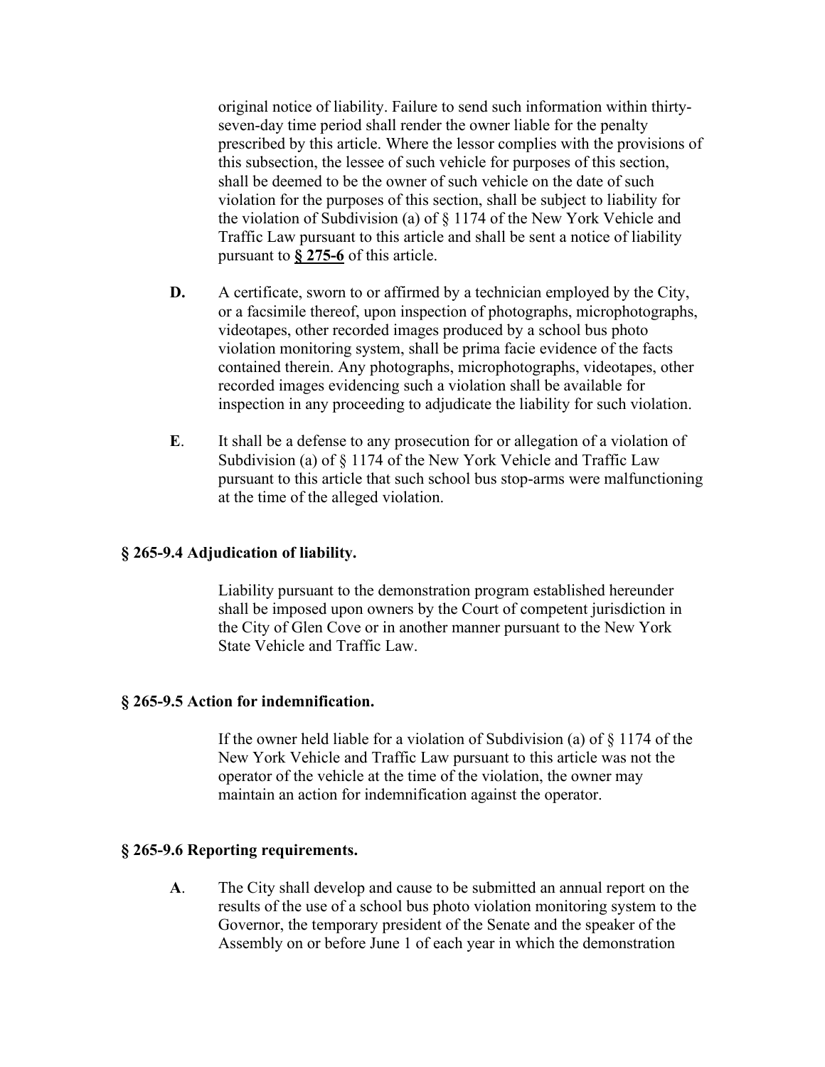original notice of liability. Failure to send such information within thirty-seven-day time period shall render the owner liable for the penalty prescribed by this article. Where the lessor complies with the provisions of this subsection, the lessee of such vehicle for purposes of this section, shall be deemed to be the owner of such vehicle on the date of such violation for the purposes of this section, shall be subject to liability for the violation of Subdivision (a) of § 1174 of the New York Vehicle and Traffic Law pursuant to this article and shall be sent a notice of liability pursuant to **§ 275-6** of this article.

**D.** A certificate, sworn to or affirmed by a technician employed by the City, or a facsimile thereof, upon inspection of photographs, microphotographs, videotapes, other recorded images produced by a school bus photo violation monitoring system, shall be prima facie evidence of the facts contained therein. Any photographs, microphotographs, videotapes, other recorded images evidencing such a violation shall be available for inspection in any proceeding to adjudicate the liability for such violation.

**E**. It shall be a defense to any prosecution for or allegation of a violation of Subdivision (a) of § 1174 of the New York Vehicle and Traffic Law pursuant to this article that such school bus stop-arms were malfunctioning at the time of the alleged violation.

### § 265-9.4 Adjudication of liability.

Liability pursuant to the demonstration program established hereunder shall be imposed upon owners by the Court of competent jurisdiction in the City of Glen Cove or in another manner pursuant to the New York State Vehicle and Traffic Law.

### § 265-9.5 Action for indemnification.

If the owner held liable for a violation of Subdivision (a) of § 1174 of the New York Vehicle and Traffic Law pursuant to this article was not the operator of the vehicle at the time of the violation, the owner may maintain an action for indemnification against the operator.

### § 265-9.6 Reporting requirements.

**A**. The City shall develop and cause to be submitted an annual report on the results of the use of a school bus photo violation monitoring system to the Governor, the temporary president of the Senate and the speaker of the Assembly on or before June 1 of each year in which the demonstration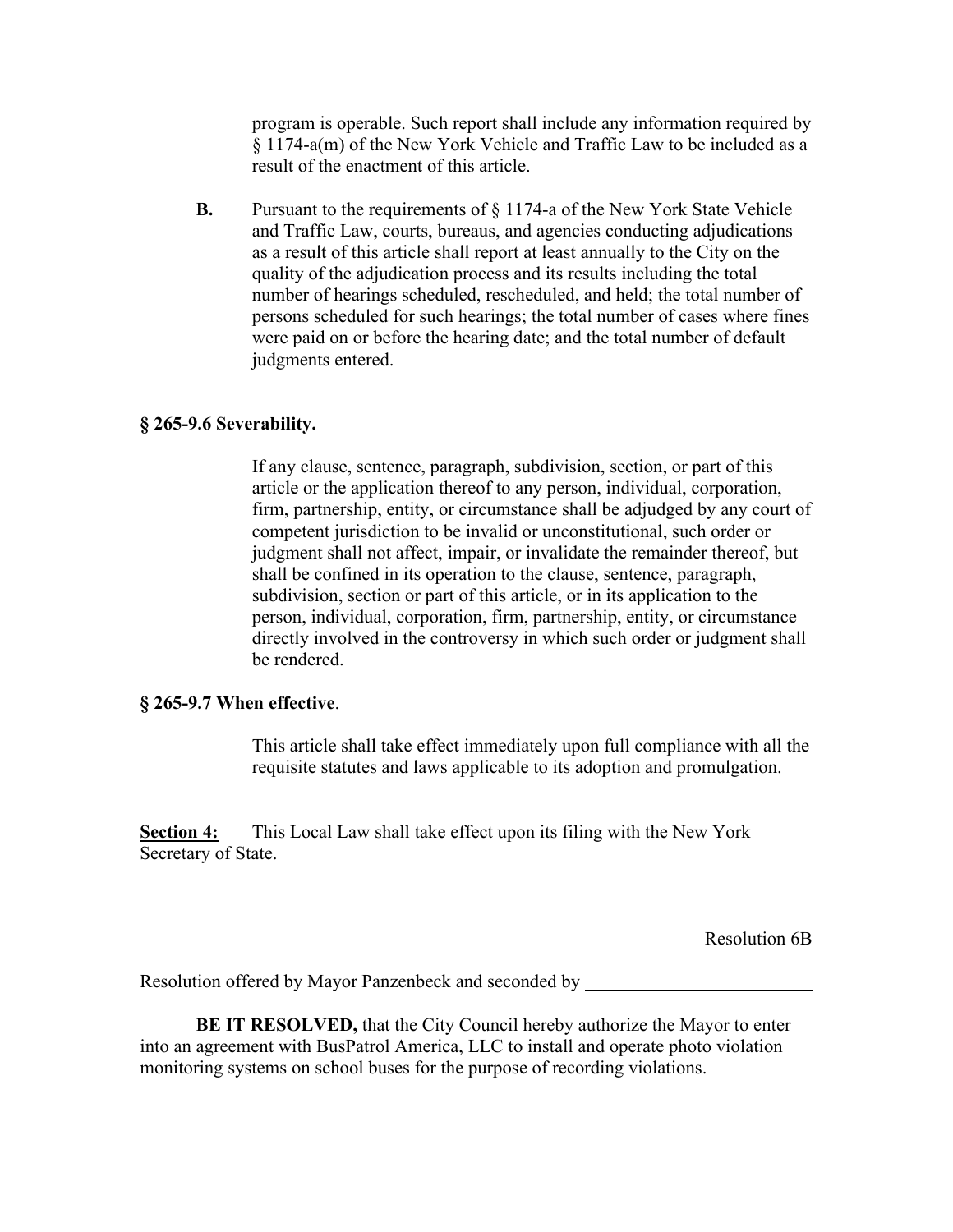program is operable. Such report shall include any information required by § 1174-a(m) of the New York Vehicle and Traffic Law to be included as a result of the enactment of this article.

**B.** Pursuant to the requirements of § 1174-a of the New York State Vehicle and Traffic Law, courts, bureaus, and agencies conducting adjudications as a result of this article shall report at least annually to the City on the quality of the adjudication process and its results including the total number of hearings scheduled, rescheduled, and held; the total number of persons scheduled for such hearings; the total number of cases where fines were paid on or before the hearing date; and the total number of default judgments entered.

**§ 265-9.6 Severability.**

If any clause, sentence, paragraph, subdivision, section, or part of this article or the application thereof to any person, individual, corporation, firm, partnership, entity, or circumstance shall be adjudged by any court of competent jurisdiction to be invalid or unconstitutional, such order or judgment shall not affect, impair, or invalidate the remainder thereof, but shall be confined in its operation to the clause, sentence, paragraph, subdivision, section or part of this article, or in its application to the person, individual, corporation, firm, partnership, entity, or circumstance directly involved in the controversy in which such order or judgment shall be rendered.

**§ 265-9.7 When effective**.

This article shall take effect immediately upon full compliance with all the requisite statutes and laws applicable to its adoption and promulgation.

**Section 4:** This Local Law shall take effect upon its filing with the New York Secretary of State.

Resolution 6B

Resolution offered by Mayor Panzenbeck and seconded by ________________________

**BE IT RESOLVED,** that the City Council hereby authorize the Mayor to enter into an agreement with BusPatrol America, LLC to install and operate photo violation monitoring systems on school buses for the purpose of recording violations.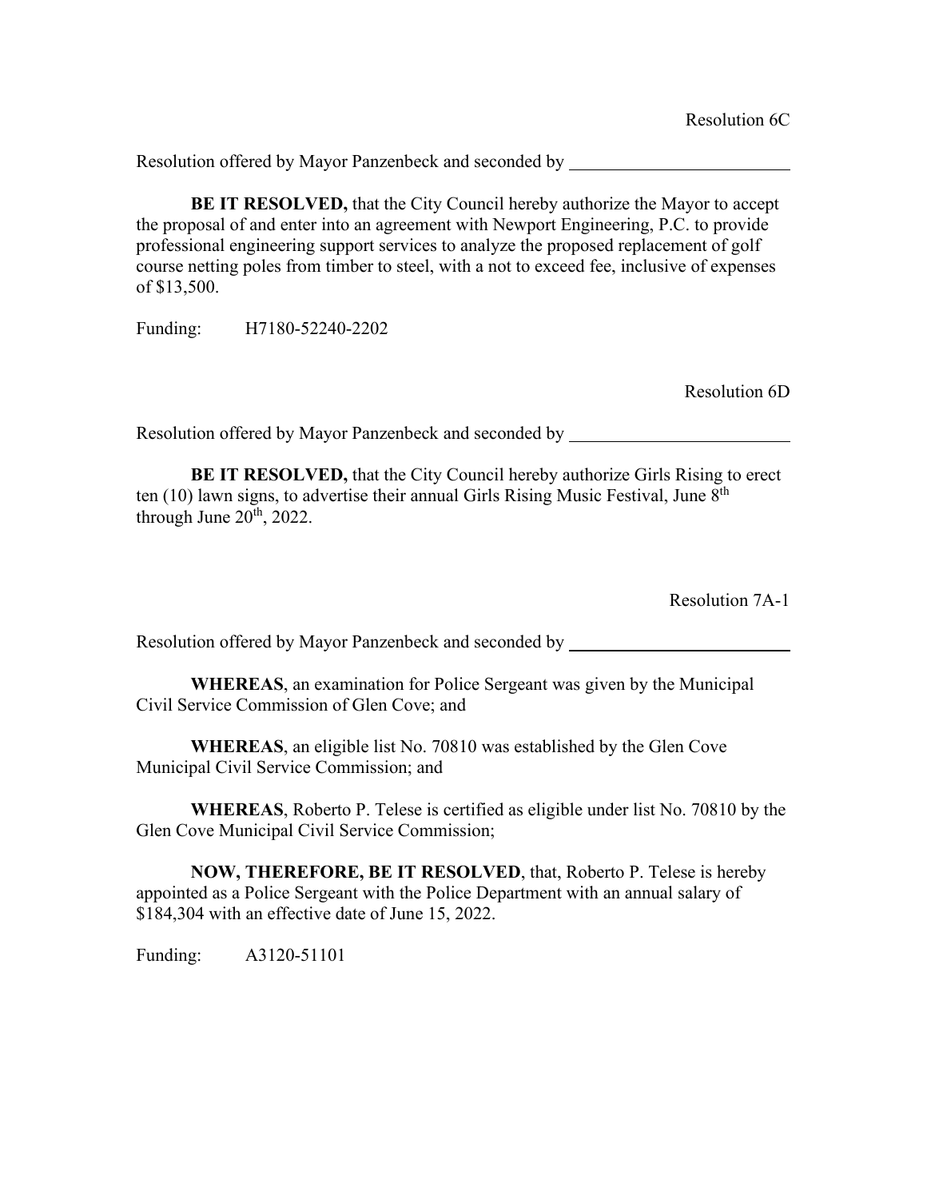Resolution 6C

Resolution offered by Mayor Panzenbeck and seconded by \_\_\_\_\_\_\_\_\_\_\_\_\_\_\_\_\_\_\_\_\_\_\_\_\_

**BE IT RESOLVED,** that the City Council hereby authorize the Mayor to accept the proposal of and enter into an agreement with Newport Engineering, P.C. to provide professional engineering support services to analyze the proposed replacement of golf course netting poles from timber to steel, with a not to exceed fee, inclusive of expenses of $13,500.

Funding: H7180-52240-2202

Resolution 6D

Resolution offered by Mayor Panzenbeck and seconded by \_\_\_\_\_\_\_\_\_\_\_\_\_\_\_\_\_\_\_\_\_\_\_\_\_

**BE IT RESOLVED,** that the City Council hereby authorize Girls Rising to erect ten (10) lawn signs, to advertise their annual Girls Rising Music Festival, June 8th through June 20th, 2022.

Resolution 7A-1

Resolution offered by Mayor Panzenbeck and seconded by \_\_\_\_\_\_\_\_\_\_\_\_\_\_\_\_\_\_\_\_\_\_\_\_\_

**WHEREAS**, an examination for Police Sergeant was given by the Municipal Civil Service Commission of Glen Cove; and

**WHEREAS**, an eligible list No. 70810 was established by the Glen Cove Municipal Civil Service Commission; and

**WHEREAS**, Roberto P. Telese is certified as eligible under list No. 70810 by the Glen Cove Municipal Civil Service Commission;

**NOW, THEREFORE, BE IT RESOLVED**, that, Roberto P. Telese is hereby appointed as a Police Sergeant with the Police Department with an annual salary of $184,304 with an effective date of June 15, 2022.

Funding: A3120-51101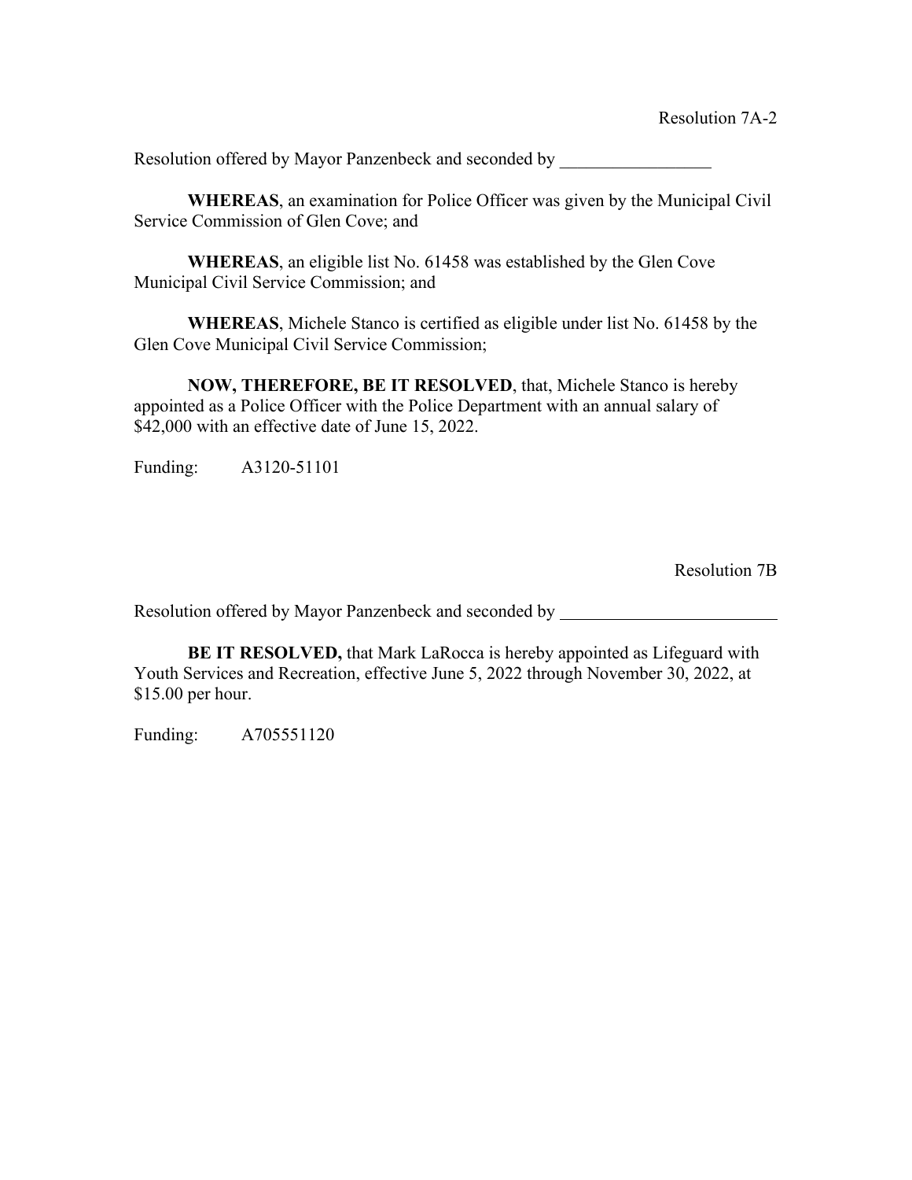Resolution 7A-2

Resolution offered by Mayor Panzenbeck and seconded by _________________

**WHEREAS**, an examination for Police Officer was given by the Municipal Civil Service Commission of Glen Cove; and

**WHEREAS**, an eligible list No. 61458 was established by the Glen Cove Municipal Civil Service Commission; and

**WHEREAS**, Michele Stanco is certified as eligible under list No. 61458 by the Glen Cove Municipal Civil Service Commission;

**NOW, THEREFORE, BE IT RESOLVED**, that, Michele Stanco is hereby appointed as a Police Officer with the Police Department with an annual salary of $42,000 with an effective date of June 15, 2022.

Funding: A3120-51101

Resolution 7B

Resolution offered by Mayor Panzenbeck and seconded by _________________________

**BE IT RESOLVED,** that Mark LaRocca is hereby appointed as Lifeguard with Youth Services and Recreation, effective June 5, 2022 through November 30, 2022, at $15.00 per hour.

Funding: A705551120